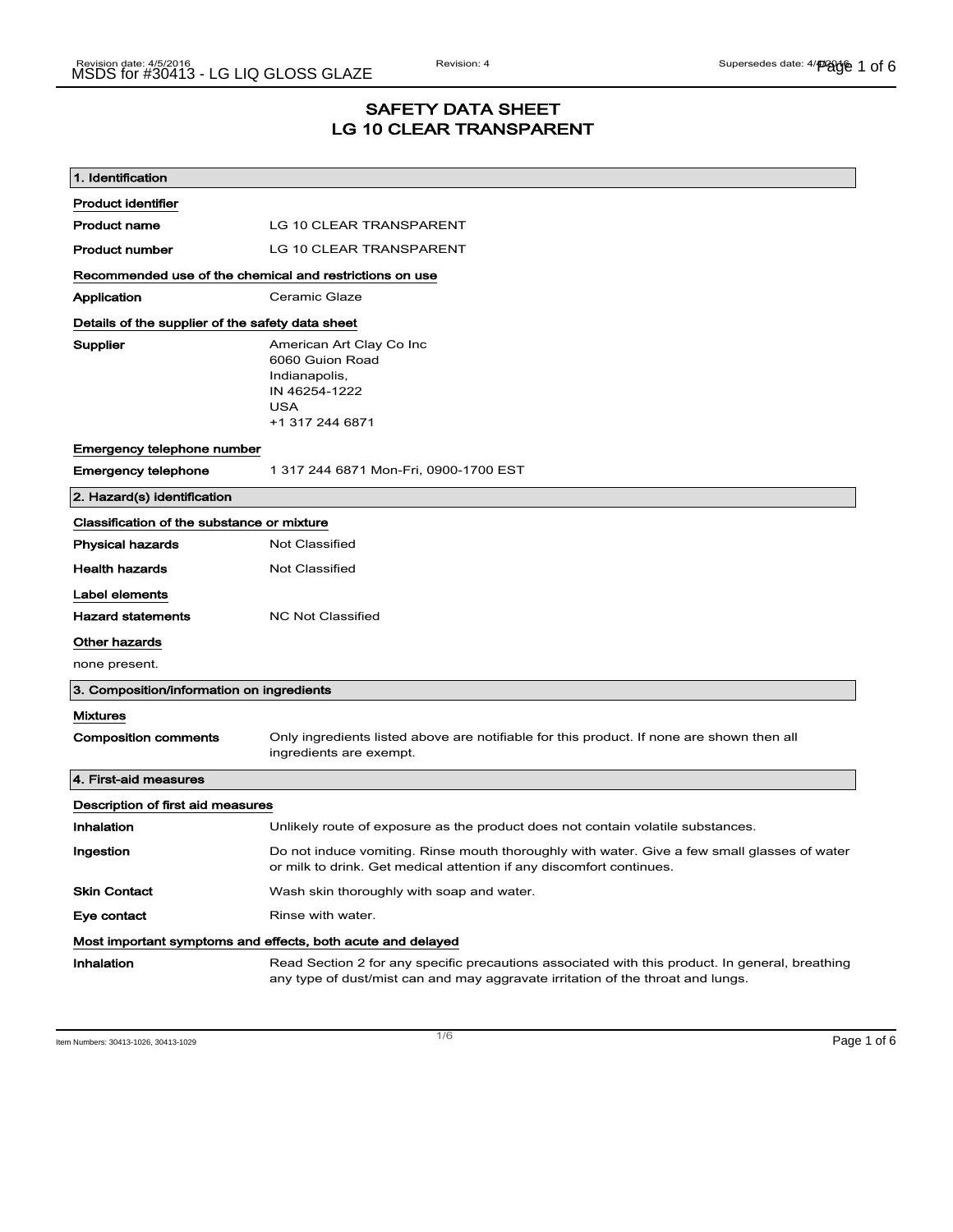# SAFETY DATA SHEET
# LG 10 CLEAR TRANSPARENT

## 1. Identification

**Product identifier**

| | |
|---|---|
| **Product name** | LG 10 CLEAR TRANSPARENT |
| **Product number** | LG 10 CLEAR TRANSPARENT |

**Recommended use of the chemical and restrictions on use**

| | |
|---|---|
| **Application** | Ceramic Glaze |

**Details of the supplier of the safety data sheet**

**Supplier**
American Art Clay Co Inc
6060 Guion Road
Indianapolis,
IN 46254-1222
USA
+1 317 244 6871

**Emergency telephone number**

| | |
|---|---|
| **Emergency telephone** | 1 317 244 6871 Mon-Fri, 0900-1700 EST |

## 2. Hazard(s) identification

**Classification of the substance or mixture**

| | |
|---|---|
| **Physical hazards** | Not Classified |
| **Health hazards** | Not Classified |

**Label elements**

| | |
|---|---|
| **Hazard statements** | NC Not Classified |

**Other hazards**

none present.

## 3. Composition/information on ingredients

**Mixtures**

| | |
|---|---|
| **Composition comments** | Only ingredients listed above are notifiable for this product. If none are shown then all ingredients are exempt. |

## 4. First-aid measures

**Description of first aid measures**

| | |
|---|---|
| **Inhalation** | Unlikely route of exposure as the product does not contain volatile substances. |
| **Ingestion** | Do not induce vomiting. Rinse mouth thoroughly with water. Give a few small glasses of water or milk to drink. Get medical attention if any discomfort continues. |
| **Skin Contact** | Wash skin thoroughly with soap and water. |
| **Eye contact** | Rinse with water. |

**Most important symptoms and effects, both acute and delayed**

| | |
|---|---|
| **Inhalation** | Read Section 2 for any specific precautions associated with this product. In general, breathing any type of dust/mist can and may aggravate irritation of the throat and lungs. |

Item Numbers: 30413-1026, 30413-1029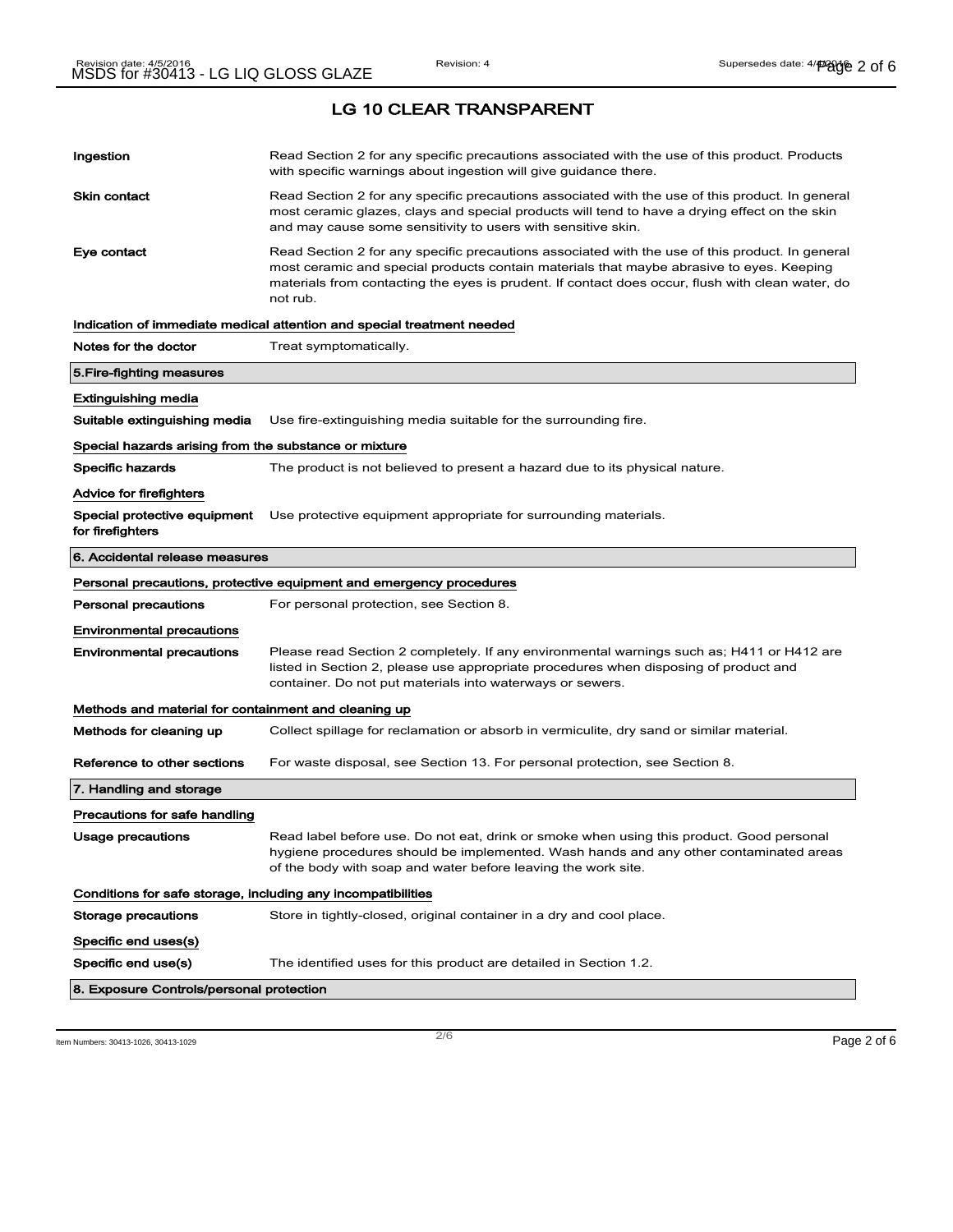## LG 10 CLEAR TRANSPARENT

| | |
|---|---|
| **Ingestion** | Read Section 2 for any specific precautions associated with the use of this product. Products with specific warnings about ingestion will give guidance there. |
| **Skin contact** | Read Section 2 for any specific precautions associated with the use of this product. In general most ceramic glazes, clays and special products will tend to have a drying effect on the skin and may cause some sensitivity to users with sensitive skin. |
| **Eye contact** | Read Section 2 for any specific precautions associated with the use of this product. In general most ceramic and special products contain materials that maybe abrasive to eyes. Keeping materials from contacting the eyes is prudent. If contact does occur, flush with clean water, do not rub. |

**Indication of immediate medical attention and special treatment needed**

| | |
|---|---|
| **Notes for the doctor** | Treat symptomatically. |

### 5.Fire-fighting measures

**Extinguishing media**

| | |
|---|---|
| **Suitable extinguishing media** | Use fire-extinguishing media suitable for the surrounding fire. |

**Special hazards arising from the substance or mixture**

| | |
|---|---|
| **Specific hazards** | The product is not believed to present a hazard due to its physical nature. |

**Advice for firefighters**

| | |
|---|---|
| **Special protective equipment for firefighters** | Use protective equipment appropriate for surrounding materials. |

### 6. Accidental release measures

**Personal precautions, protective equipment and emergency procedures**

| | |
|---|---|
| **Personal precautions** | For personal protection, see Section 8. |

**Environmental precautions**

| | |
|---|---|
| **Environmental precautions** | Please read Section 2 completely. If any environmental warnings such as; H411 or H412 are listed in Section 2, please use appropriate procedures when disposing of product and container. Do not put materials into waterways or sewers. |

**Methods and material for containment and cleaning up**

| | |
|---|---|
| **Methods for cleaning up** | Collect spillage for reclamation or absorb in vermiculite, dry sand or similar material. |
| **Reference to other sections** | For waste disposal, see Section 13. For personal protection, see Section 8. |

### 7. Handling and storage

**Precautions for safe handling**

| | |
|---|---|
| **Usage precautions** | Read label before use. Do not eat, drink or smoke when using this product. Good personal hygiene procedures should be implemented. Wash hands and any other contaminated areas of the body with soap and water before leaving the work site. |

**Conditions for safe storage, including any incompatibilities**

| | |
|---|---|
| **Storage precautions** | Store in tightly-closed, original container in a dry and cool place. |

**Specific end uses(s)**

| | |
|---|---|
| **Specific end use(s)** | The identified uses for this product are detailed in Section 1.2. |

### 8. Exposure Controls/personal protection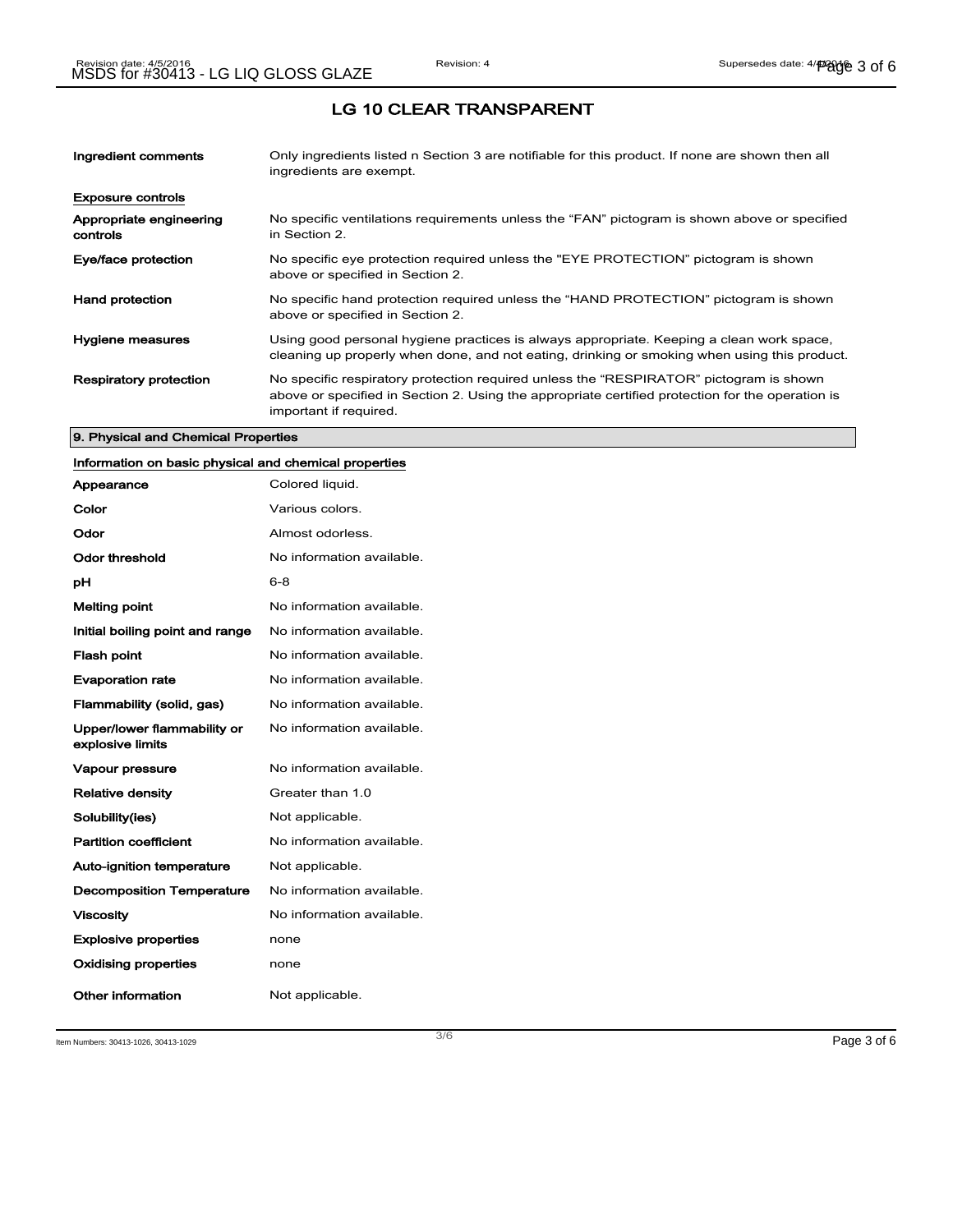## LG 10 CLEAR TRANSPARENT

| | |
|---|---|
| **Ingredient comments** | Only ingredients listed n Section 3 are notifiable for this product. If none are shown then all ingredients are exempt. |

**Exposure controls**

| | |
|---|---|
| **Appropriate engineering controls** | No specific ventilations requirements unless the “FAN” pictogram is shown above or specified in Section 2. |
| **Eye/face protection** | No specific eye protection required unless the "EYE PROTECTION” pictogram is shown above or specified in Section 2. |
| **Hand protection** | No specific hand protection required unless the “HAND PROTECTION” pictogram is shown above or specified in Section 2. |
| **Hygiene measures** | Using good personal hygiene practices is always appropriate. Keeping a clean work space, cleaning up properly when done, and not eating, drinking or smoking when using this product. |
| **Respiratory protection** | No specific respiratory protection required unless the “RESPIRATOR” pictogram is shown above or specified in Section 2. Using the appropriate certified protection for the operation is important if required. |

### 9. Physical and Chemical Properties

**Information on basic physical and chemical properties**

| | |
|---|---|
| **Appearance** | Colored liquid. |
| **Color** | Various colors. |
| **Odor** | Almost odorless. |
| **Odor threshold** | No information available. |
| **pH** | 6-8 |
| **Melting point** | No information available. |
| **Initial boiling point and range** | No information available. |
| **Flash point** | No information available. |
| **Evaporation rate** | No information available. |
| **Flammability (solid, gas)** | No information available. |
| **Upper/lower flammability or explosive limits** | No information available. |
| **Vapour pressure** | No information available. |
| **Relative density** | Greater than 1.0 |
| **Solubility(ies)** | Not applicable. |
| **Partition coefficient** | No information available. |
| **Auto-ignition temperature** | Not applicable. |
| **Decomposition Temperature** | No information available. |
| **Viscosity** | No information available. |
| **Explosive properties** | none |
| **Oxidising properties** | none |
| **Other information** | Not applicable. |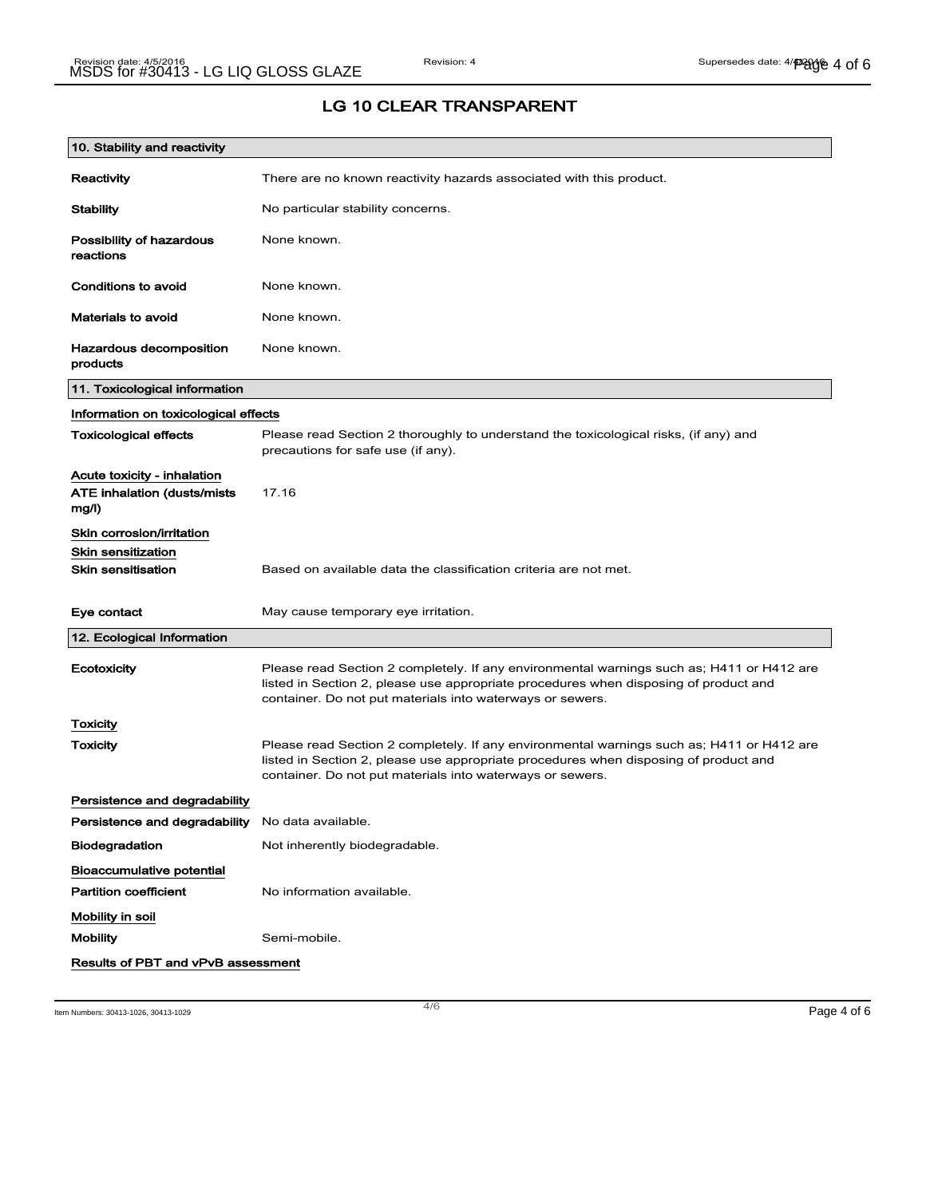## LG 10 CLEAR TRANSPARENT

### 10. Stability and reactivity

| | |
|---|---|
| **Reactivity** | There are no known reactivity hazards associated with this product. |
| **Stability** | No particular stability concerns. |
| **Possibility of hazardous reactions** | None known. |
| **Conditions to avoid** | None known. |
| **Materials to avoid** | None known. |
| **Hazardous decomposition products** | None known. |

### 11. Toxicological information

**Information on toxicological effects**

| | |
|---|---|
| **Toxicological effects** | Please read Section 2 thoroughly to understand the toxicological risks, (if any) and precautions for safe use (if any). |

**Acute toxicity - inhalation**

| | |
|---|---|
| **ATE inhalation (dusts/mists mg/l)** | 17.16 |

**Skin corrosion/irritation**

**Skin sensitization**

| | |
|---|---|
| **Skin sensitisation** | Based on available data the classification criteria are not met. |
| **Eye contact** | May cause temporary eye irritation. |

### 12. Ecological Information

| | |
|---|---|
| **Ecotoxicity** | Please read Section 2 completely. If any environmental warnings such as; H411 or H412 are listed in Section 2, please use appropriate procedures when disposing of product and container. Do not put materials into waterways or sewers. |

**Toxicity**

| | |
|---|---|
| **Toxicity** | Please read Section 2 completely. If any environmental warnings such as; H411 or H412 are listed in Section 2, please use appropriate procedures when disposing of product and container. Do not put materials into waterways or sewers. |

**Persistence and degradability**

| | |
|---|---|
| **Persistence and degradability** | No data available. |
| **Biodegradation** | Not inherently biodegradable. |

**Bioaccumulative potential**

| | |
|---|---|
| **Partition coefficient** | No information available. |

**Mobility in soil**

| | |
|---|---|
| **Mobility** | Semi-mobile. |

**Results of PBT and vPvB assessment**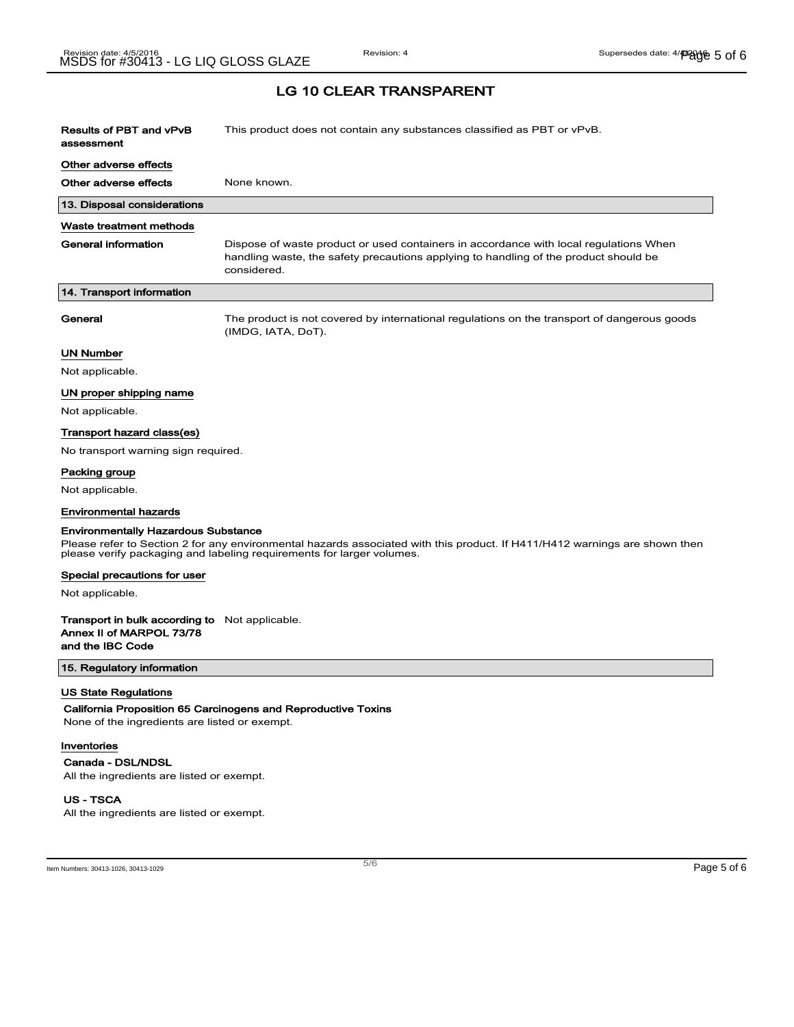## LG 10 CLEAR TRANSPARENT

**Results of PBT and vPvB assessment** This product does not contain any substances classified as PBT or vPvB.

**Other adverse effects**

**Other adverse effects** None known.

## 13. Disposal considerations

**Waste treatment methods**

**General information** Dispose of waste product or used containers in accordance with local regulations When handling waste, the safety precautions applying to handling of the product should be considered.

## 14. Transport information

**General** The product is not covered by international regulations on the transport of dangerous goods (IMDG, IATA, DoT).

**UN Number**

Not applicable.

**UN proper shipping name**

Not applicable.

**Transport hazard class(es)**

No transport warning sign required.

**Packing group**

Not applicable.

**Environmental hazards**

**Environmentally Hazardous Substance**

Please refer to Section 2 for any environmental hazards associated with this product. If H411/H412 warnings are shown then please verify packaging and labeling requirements for larger volumes.

**Special precautions for user**

Not applicable.

**Transport in bulk according to Annex II of MARPOL 73/78 and the IBC Code** Not applicable.

## 15. Regulatory information

**US State Regulations**

**California Proposition 65 Carcinogens and Reproductive Toxins**

None of the ingredients are listed or exempt.

**Inventories**

**Canada - DSL/NDSL**

All the ingredients are listed or exempt.

**US - TSCA**

All the ingredients are listed or exempt.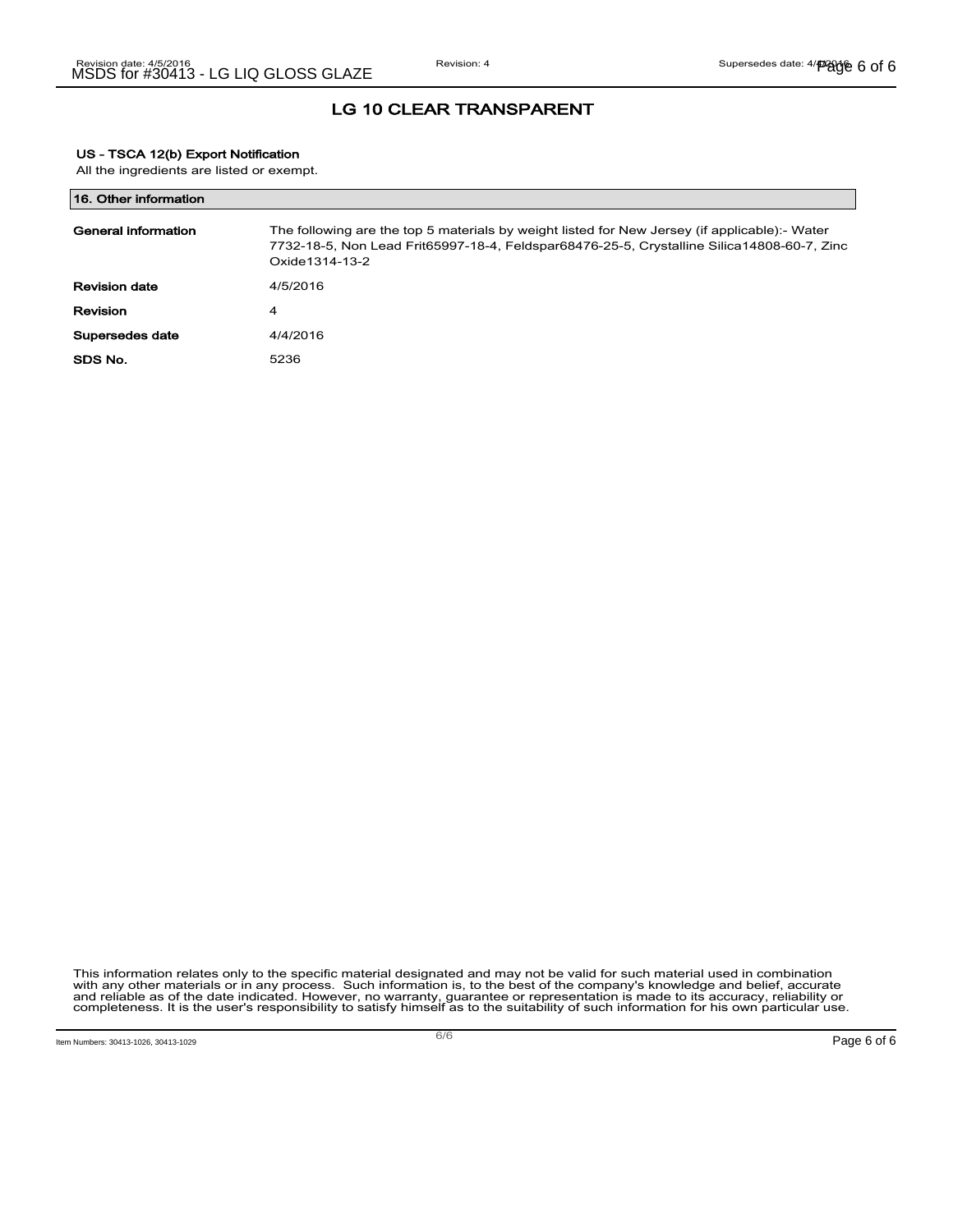# LG 10 CLEAR TRANSPARENT

**US - TSCA 12(b) Export Notification**

All the ingredients are listed or exempt.

## 16. Other information

| | |
|---|---|
| **General information** | The following are the top 5 materials by weight listed for New Jersey (if applicable):- Water 7732-18-5, Non Lead Frit65997-18-4, Feldspar68476-25-5, Crystalline Silica14808-60-7, Zinc Oxide1314-13-2 |
| **Revision date** | 4/5/2016 |
| **Revision** | 4 |
| **Supersedes date** | 4/4/2016 |
| **SDS No.** | 5236 |

This information relates only to the specific material designated and may not be valid for such material used in combination with any other materials or in any process. Such information is, to the best of the company's knowledge and belief, accurate and reliable as of the date indicated. However, no warranty, guarantee or representation is made to its accuracy, reliability or completeness. It is the user's responsibility to satisfy himself as to the suitability of such information for his own particular use.

Item Numbers: 30413-1026, 30413-1029